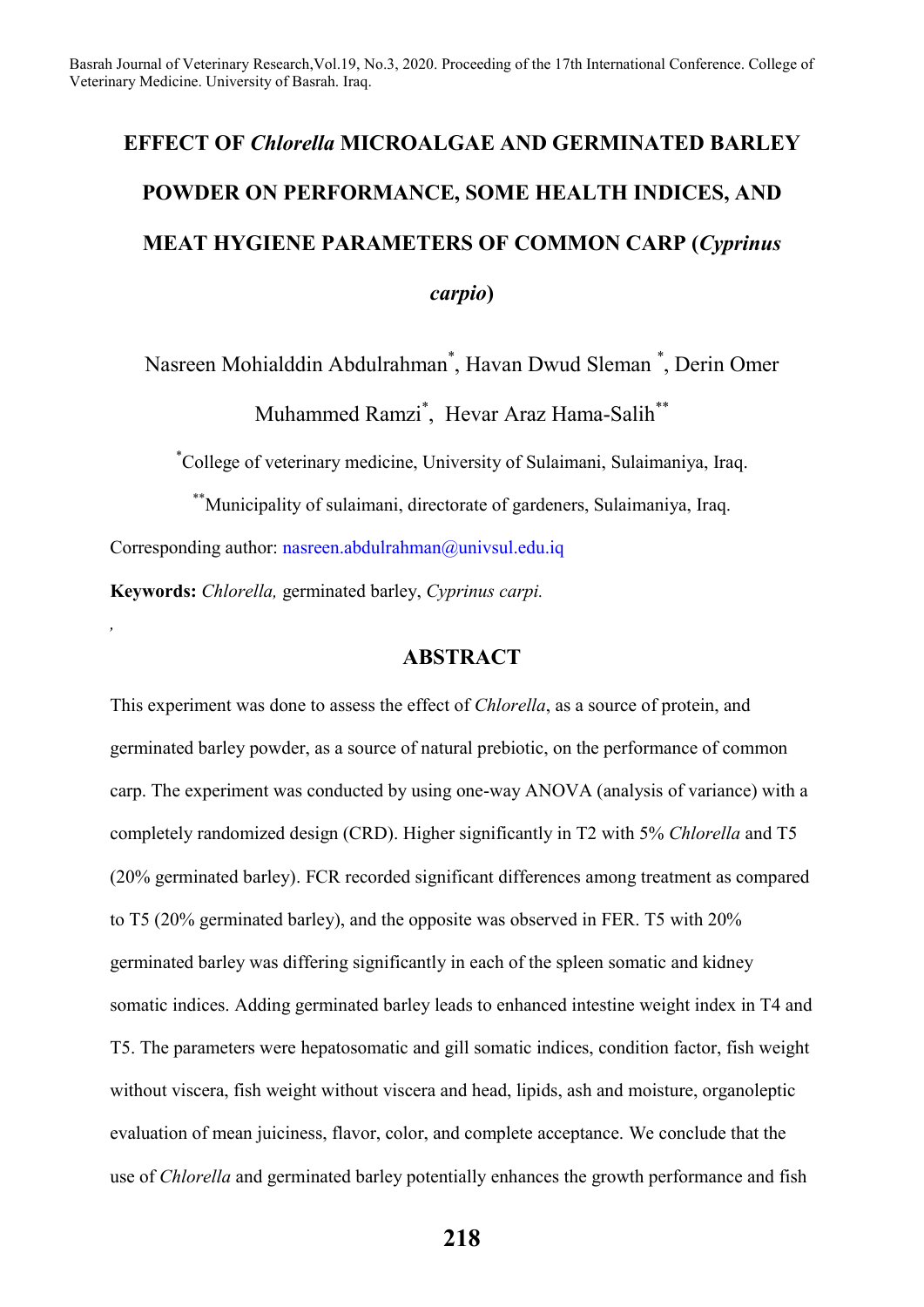# EFFECT OF *Chlorella* MICROALGAE AND GERMINATED BARLEY POWDER ON PERFORMANCE, SOME HEALTH INDICES, AND MEAT HYGIENE PARAMETERS OF COMMON CARP (*Cyprinus carpio*)

Nasreen Mohialddin Abdulrahman[*], Havan Dwud Sleman [*], Derin Omer Muhammed Ramzi[*], Hevar Araz Hama-Salih[**]

[*]College of veterinary medicine, University of Sulaimani, Sulaimaniya, Iraq.

[**]Municipality of sulaimani, directorate of gardeners, Sulaimaniya, Iraq.

Corresponding author: nasreen.abdulrahman@univsul.edu.iq

**Keywords:** *Chlorella,* germinated barley, *Cyprinus carpi.*

## ABSTRACT

This experiment was done to assess the effect of *Chlorella*, as a source of protein, and germinated barley powder, as a source of natural prebiotic, on the performance of common carp. The experiment was conducted by using one-way ANOVA (analysis of variance) with a completely randomized design (CRD). Higher significantly in T2 with 5% *Chlorella* and T5 (20% germinated barley). FCR recorded significant differences among treatment as compared to T5 (20% germinated barley), and the opposite was observed in FER. T5 with 20% germinated barley was differing significantly in each of the spleen somatic and kidney somatic indices. Adding germinated barley leads to enhanced intestine weight index in T4 and T5. The parameters were hepatosomatic and gill somatic indices, condition factor, fish weight without viscera, fish weight without viscera and head, lipids, ash and moisture, organoleptic evaluation of mean juiciness, flavor, color, and complete acceptance. We conclude that the use of *Chlorella* and germinated barley potentially enhances the growth performance and fish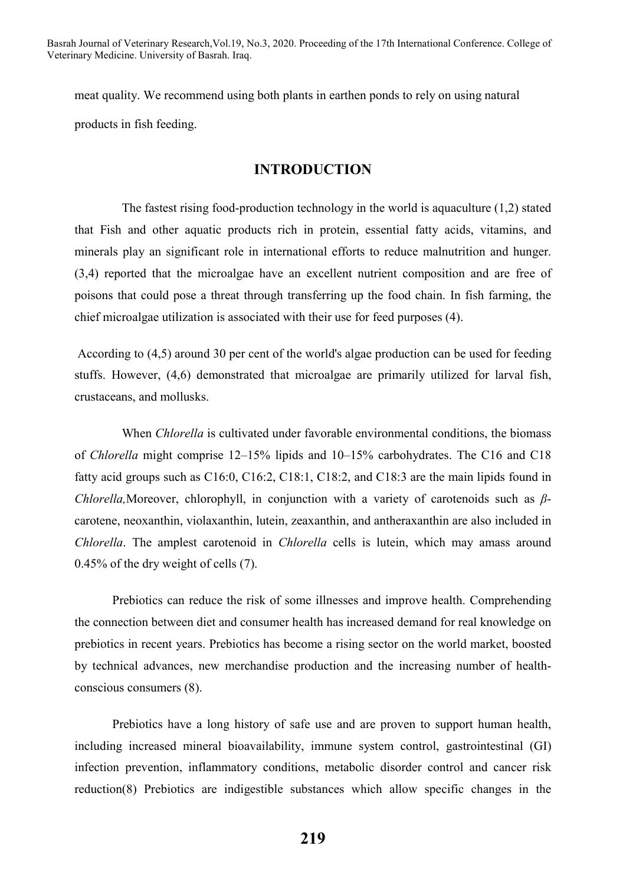meat quality. We recommend using both plants in earthen ponds to rely on using natural products in fish feeding.

## INTRODUCTION

The fastest rising food-production technology in the world is aquaculture (1,2) stated that Fish and other aquatic products rich in protein, essential fatty acids, vitamins, and minerals play an significant role in international efforts to reduce malnutrition and hunger. (3,4) reported that the microalgae have an excellent nutrient composition and are free of poisons that could pose a threat through transferring up the food chain. In fish farming, the chief microalgae utilization is associated with their use for feed purposes (4).

According to (4,5) around 30 per cent of the world's algae production can be used for feeding stuffs. However, (4,6) demonstrated that microalgae are primarily utilized for larval fish, crustaceans, and mollusks.

When *Chlorella* is cultivated under favorable environmental conditions, the biomass of *Chlorella* might comprise 12–15% lipids and 10–15% carbohydrates. The C16 and C18 fatty acid groups such as C16:0, C16:2, C18:1, C18:2, and C18:3 are the main lipids found in *Chlorella,*Moreover, chlorophyll, in conjunction with a variety of carotenoids such as *β*-carotene, neoxanthin, violaxanthin, lutein, zeaxanthin, and antheraxanthin are also included in *Chlorella*. The amplest carotenoid in *Chlorella* cells is lutein, which may amass around 0.45% of the dry weight of cells (7).

Prebiotics can reduce the risk of some illnesses and improve health. Comprehending the connection between diet and consumer health has increased demand for real knowledge on prebiotics in recent years. Prebiotics has become a rising sector on the world market, boosted by technical advances, new merchandise production and the increasing number of health-conscious consumers (8).

Prebiotics have a long history of safe use and are proven to support human health, including increased mineral bioavailability, immune system control, gastrointestinal (GI) infection prevention, inflammatory conditions, metabolic disorder control and cancer risk reduction(8) Prebiotics are indigestible substances which allow specific changes in the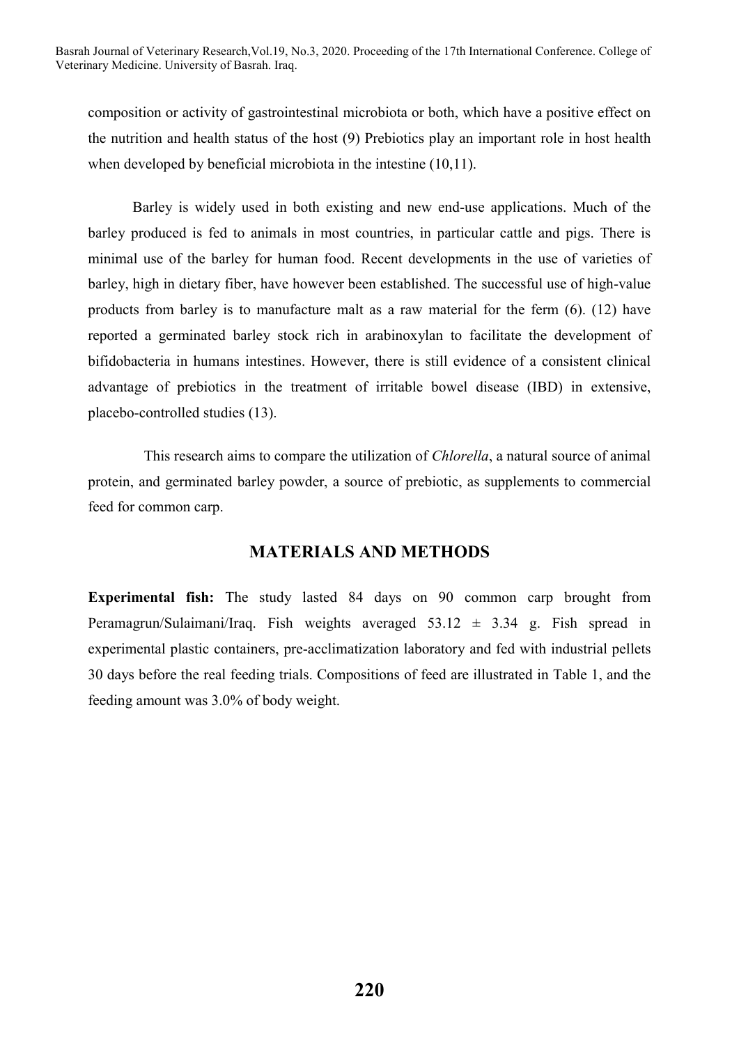composition or activity of gastrointestinal microbiota or both, which have a positive effect on the nutrition and health status of the host (9) Prebiotics play an important role in host health when developed by beneficial microbiota in the intestine (10,11).

Barley is widely used in both existing and new end-use applications. Much of the barley produced is fed to animals in most countries, in particular cattle and pigs. There is minimal use of the barley for human food. Recent developments in the use of varieties of barley, high in dietary fiber, have however been established. The successful use of high-value products from barley is to manufacture malt as a raw material for the ferm (6). (12) have reported a germinated barley stock rich in arabinoxylan to facilitate the development of bifidobacteria in humans intestines. However, there is still evidence of a consistent clinical advantage of prebiotics in the treatment of irritable bowel disease (IBD) in extensive, placebo-controlled studies (13).

This research aims to compare the utilization of *Chlorella*, a natural source of animal protein, and germinated barley powder, a source of prebiotic, as supplements to commercial feed for common carp.

## MATERIALS AND METHODS

**Experimental fish:** The study lasted 84 days on 90 common carp brought from Peramagrun/Sulaimani/Iraq. Fish weights averaged 53.12 ± 3.34 g. Fish spread in experimental plastic containers, pre-acclimatization laboratory and fed with industrial pellets 30 days before the real feeding trials. Compositions of feed are illustrated in Table 1, and the feeding amount was 3.0% of body weight.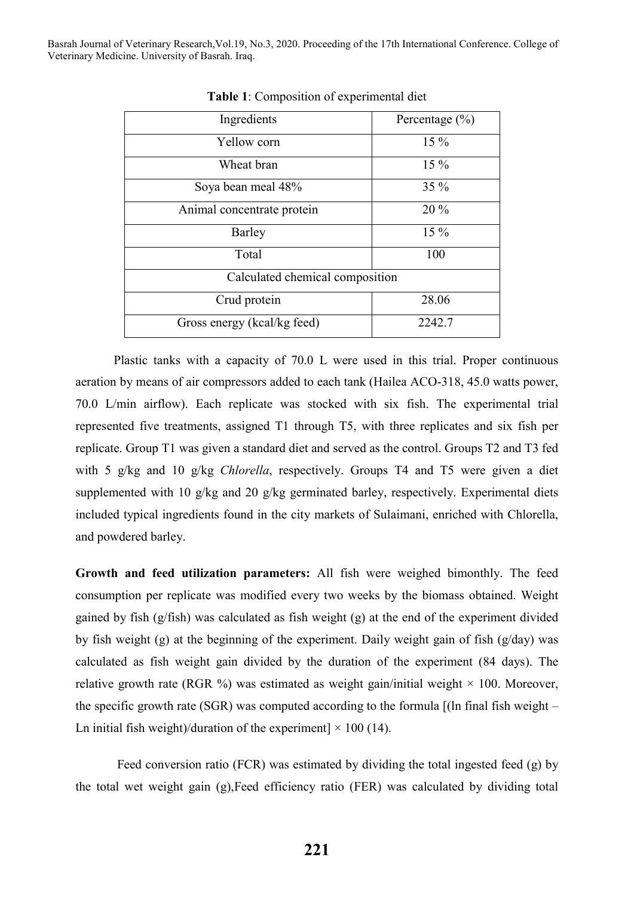**Table 1**: Composition of experimental diet

| Ingredients | Percentage (%) |
|---|---|
| Yellow corn | 15 % |
| Wheat bran | 15 % |
| Soya bean meal 48% | 35 % |
| Animal concentrate protein | 20 % |
| Barley | 15 % |
| Total | 100 |
| Calculated chemical composition | |
| Crud protein | 28.06 |
| Gross energy (kcal/kg feed) | 2242.7 |

Plastic tanks with a capacity of 70.0 L were used in this trial. Proper continuous aeration by means of air compressors added to each tank (Hailea ACO-318, 45.0 watts power, 70.0 L/min airflow). Each replicate was stocked with six fish. The experimental trial represented five treatments, assigned T1 through T5, with three replicates and six fish per replicate. Group T1 was given a standard diet and served as the control. Groups T2 and T3 fed with 5 g/kg and 10 g/kg *Chlorella*, respectively. Groups T4 and T5 were given a diet supplemented with 10 g/kg and 20 g/kg germinated barley, respectively. Experimental diets included typical ingredients found in the city markets of Sulaimani, enriched with Chlorella, and powdered barley.

**Growth and feed utilization parameters:** All fish were weighed bimonthly. The feed consumption per replicate was modified every two weeks by the biomass obtained. Weight gained by fish (g/fish) was calculated as fish weight (g) at the end of the experiment divided by fish weight (g) at the beginning of the experiment. Daily weight gain of fish (g/day) was calculated as fish weight gain divided by the duration of the experiment (84 days). The relative growth rate (RGR %) was estimated as weight gain/initial weight × 100. Moreover, the specific growth rate (SGR) was computed according to the formula [(ln final fish weight – Ln initial fish weight)/duration of the experiment] × 100 (14).

Feed conversion ratio (FCR) was estimated by dividing the total ingested feed (g) by the total wet weight gain (g),Feed efficiency ratio (FER) was calculated by dividing total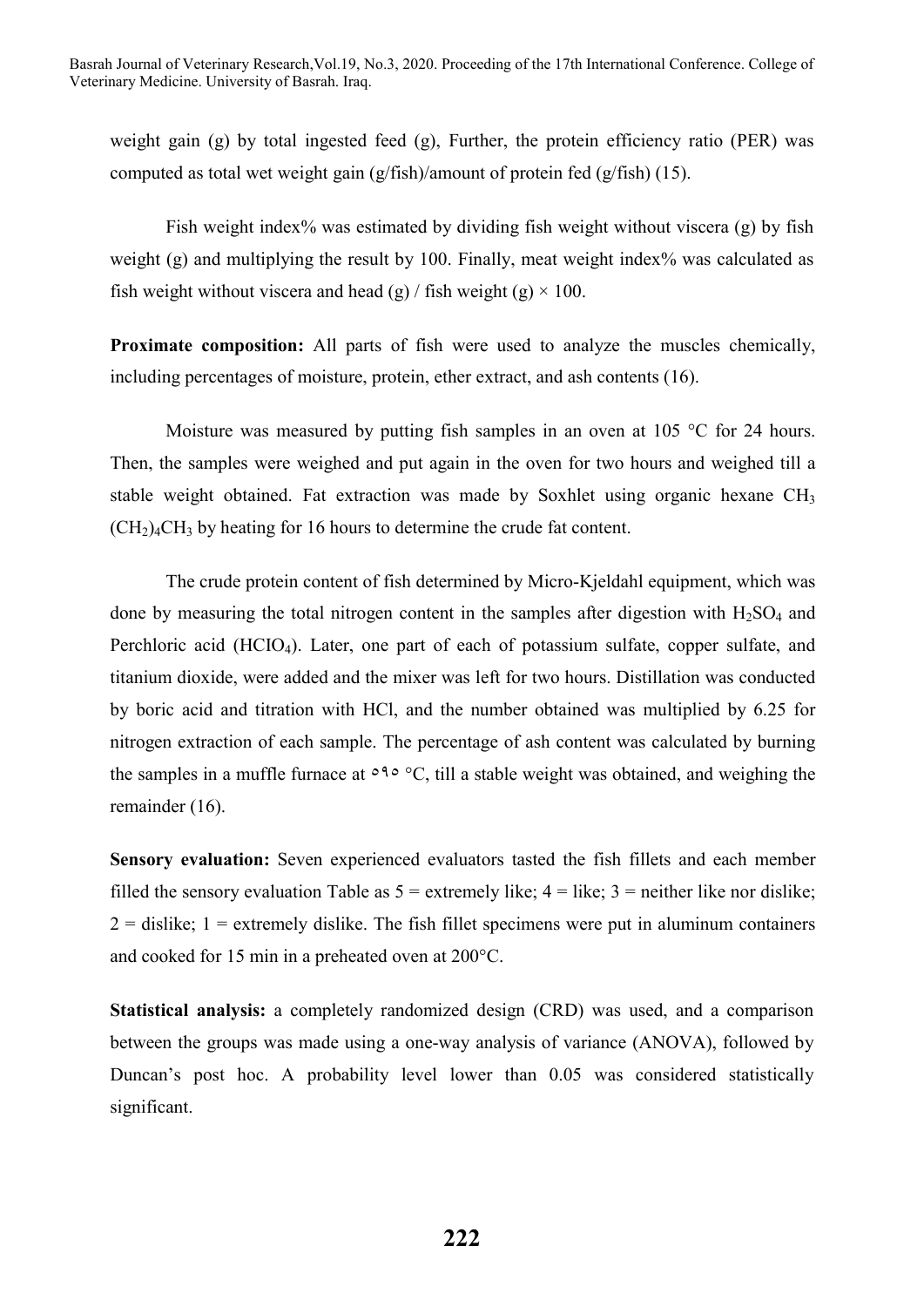weight gain (g) by total ingested feed (g), Further, the protein efficiency ratio (PER) was computed as total wet weight gain (g/fish)/amount of protein fed (g/fish) (15).

Fish weight index% was estimated by dividing fish weight without viscera (g) by fish weight (g) and multiplying the result by 100. Finally, meat weight index% was calculated as fish weight without viscera and head (g) / fish weight (g) × 100.

**Proximate composition:** All parts of fish were used to analyze the muscles chemically, including percentages of moisture, protein, ether extract, and ash contents (16).

Moisture was measured by putting fish samples in an oven at 105 °C for 24 hours. Then, the samples were weighed and put again in the oven for two hours and weighed till a stable weight obtained. Fat extraction was made by Soxhlet using organic hexane $CH_3(CH_2)_4CH_3$ by heating for 16 hours to determine the crude fat content.

The crude protein content of fish determined by Micro-Kjeldahl equipment, which was done by measuring the total nitrogen content in the samples after digestion with $H_2SO_4$ and Perchloric acid ($HClO_4$). Later, one part of each of potassium sulfate, copper sulfate, and titanium dioxide, were added and the mixer was left for two hours. Distillation was conducted by boric acid and titration with HCl, and the number obtained was multiplied by 6.25 for nitrogen extraction of each sample. The percentage of ash content was calculated by burning the samples in a muffle furnace at ٥٩٥ °C, till a stable weight was obtained, and weighing the remainder (16).

**Sensory evaluation:** Seven experienced evaluators tasted the fish fillets and each member filled the sensory evaluation Table as 5 = extremely like; 4 = like; 3 = neither like nor dislike; 2 = dislike; 1 = extremely dislike. The fish fillet specimens were put in aluminum containers and cooked for 15 min in a preheated oven at 200°C.

**Statistical analysis:** a completely randomized design (CRD) was used, and a comparison between the groups was made using a one-way analysis of variance (ANOVA), followed by Duncan's post hoc. A probability level lower than 0.05 was considered statistically significant.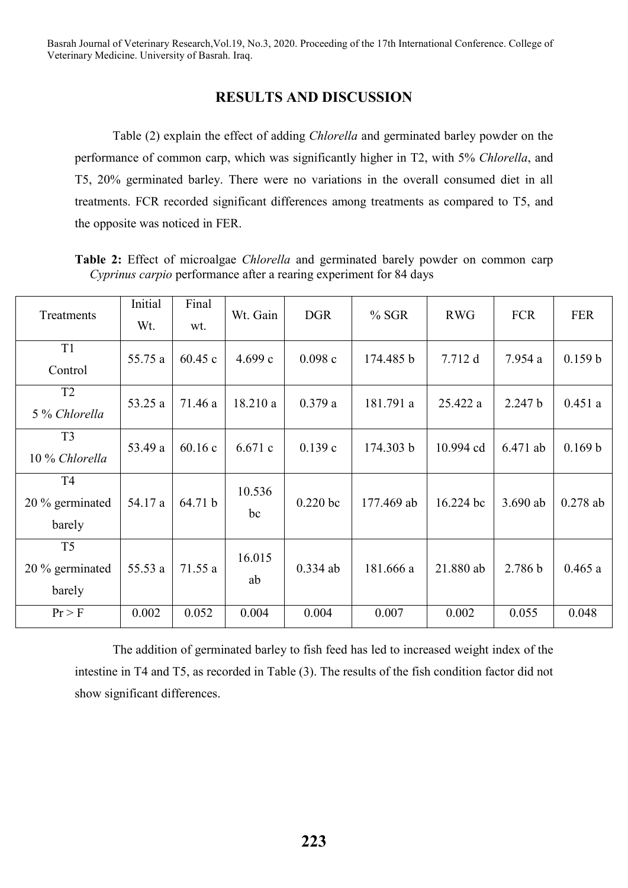## RESULTS AND DISCUSSION

Table (2) explain the effect of adding *Chlorella* and germinated barley powder on the performance of common carp, which was significantly higher in T2, with 5% *Chlorella*, and T5, 20% germinated barley. There were no variations in the overall consumed diet in all treatments. FCR recorded significant differences among treatments as compared to T5, and the opposite was noticed in FER.

**Table 2:** Effect of microalgae *Chlorella* and germinated barely powder on common carp *Cyprinus carpio* performance after a rearing experiment for 84 days

| Treatments | Initial Wt. | Final wt. | Wt. Gain | DGR | % SGR | RWG | FCR | FER |
|---|---|---|---|---|---|---|---|---|
| T1 Control | 55.75 a | 60.45 c | 4.699 c | 0.098 c | 174.485 b | 7.712 d | 7.954 a | 0.159 b |
| T2 5 % *Chlorella* | 53.25 a | 71.46 a | 18.210 a | 0.379 a | 181.791 a | 25.422 a | 2.247 b | 0.451 a |
| T3 10 % *Chlorella* | 53.49 a | 60.16 c | 6.671 c | 0.139 c | 174.303 b | 10.994 cd | 6.471 ab | 0.169 b |
| T4 20 % germinated barely | 54.17 a | 64.71 b | 10.536 bc | 0.220 bc | 177.469 ab | 16.224 bc | 3.690 ab | 0.278 ab |
| T5 20 % germinated barely | 55.53 a | 71.55 a | 16.015 ab | 0.334 ab | 181.666 a | 21.880 ab | 2.786 b | 0.465 a |
| Pr > F | 0.002 | 0.052 | 0.004 | 0.004 | 0.007 | 0.002 | 0.055 | 0.048 |

The addition of germinated barley to fish feed has led to increased weight index of the intestine in T4 and T5, as recorded in Table (3). The results of the fish condition factor did not show significant differences.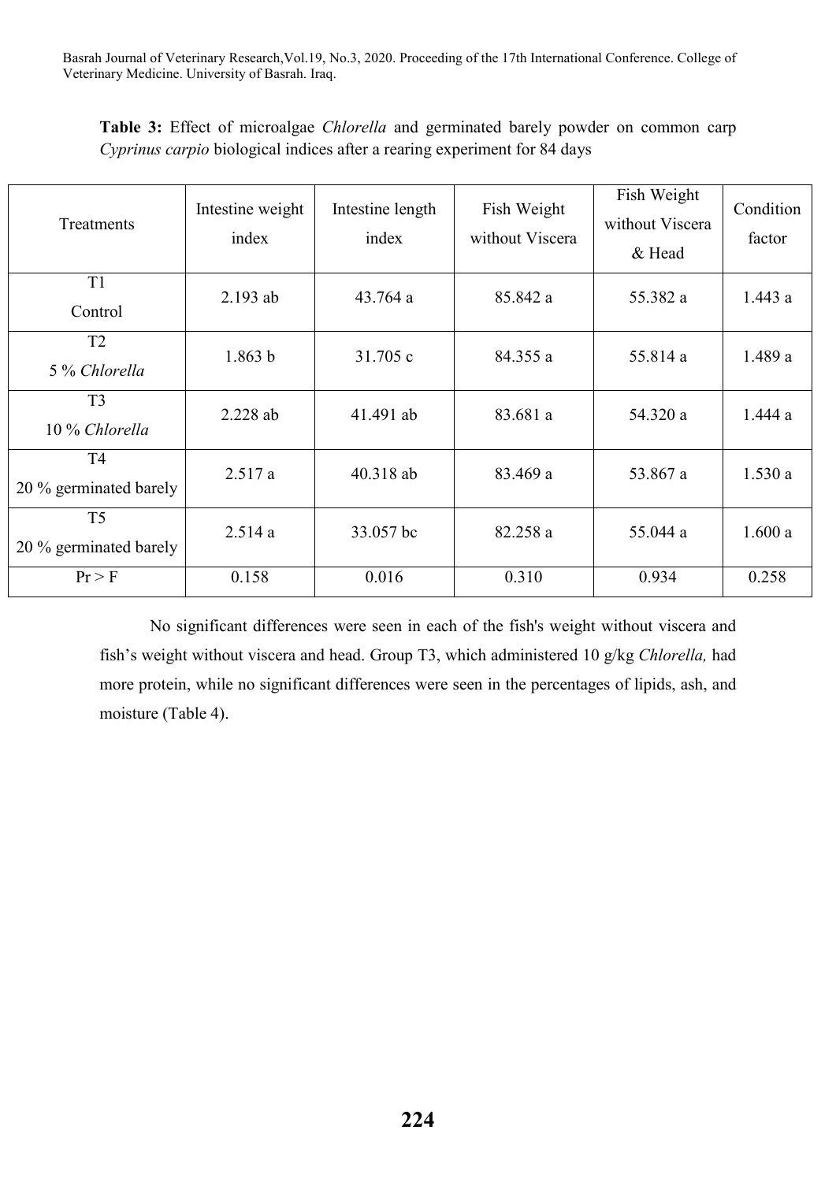**Table 3:** Effect of microalgae *Chlorella* and germinated barely powder on common carp *Cyprinus carpio* biological indices after a rearing experiment for 84 days

| Treatments | Intestine weight index | Intestine length index | Fish Weight without Viscera | Fish Weight without Viscera & Head | Condition factor |
|---|---|---|---|---|---|
| T1 Control | 2.193 ab | 43.764 a | 85.842 a | 55.382 a | 1.443 a |
| T2 5 % *Chlorella* | 1.863 b | 31.705 c | 84.355 a | 55.814 a | 1.489 a |
| T3 10 % *Chlorella* | 2.228 ab | 41.491 ab | 83.681 a | 54.320 a | 1.444 a |
| T4 20 % germinated barely | 2.517 a | 40.318 ab | 83.469 a | 53.867 a | 1.530 a |
| T5 20 % germinated barely | 2.514 a | 33.057 bc | 82.258 a | 55.044 a | 1.600 a |
| Pr > F | 0.158 | 0.016 | 0.310 | 0.934 | 0.258 |

No significant differences were seen in each of the fish's weight without viscera and fish's weight without viscera and head. Group T3, which administered 10 g/kg *Chlorella,* had more protein, while no significant differences were seen in the percentages of lipids, ash, and moisture (Table 4).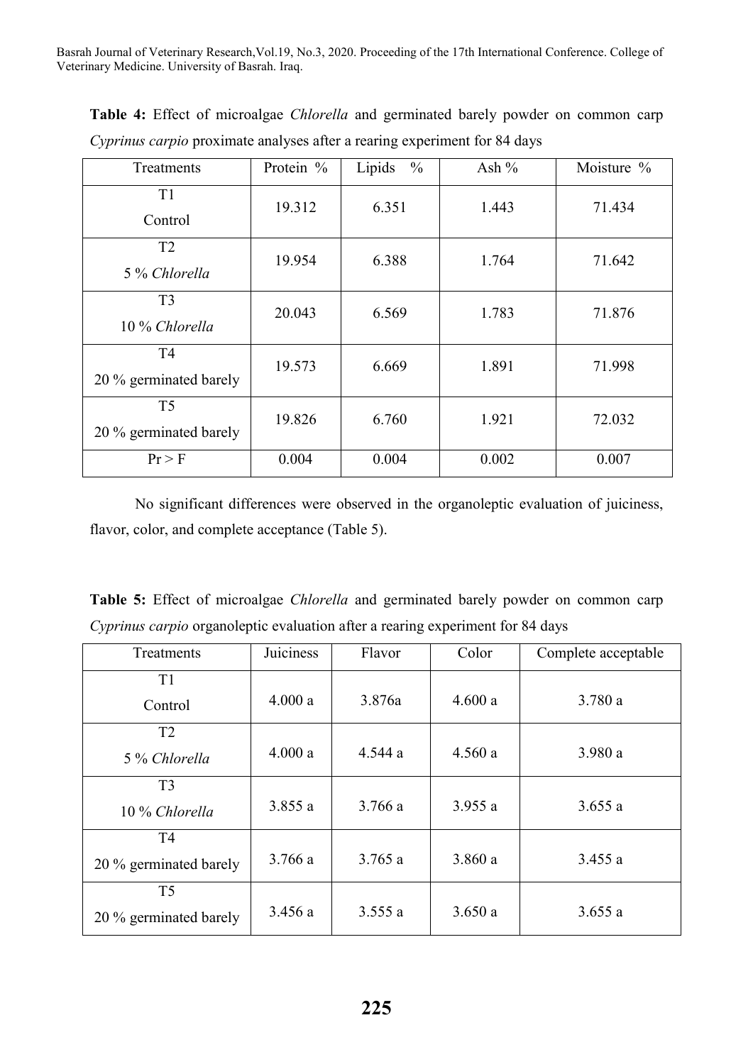**Table 4:** Effect of microalgae *Chlorella* and germinated barely powder on common carp *Cyprinus carpio* proximate analyses after a rearing experiment for 84 days

| Treatments | Protein % | Lipids % | Ash % | Moisture % |
|---|---|---|---|---|
| T1 Control | 19.312 | 6.351 | 1.443 | 71.434 |
| T2 5 % *Chlorella* | 19.954 | 6.388 | 1.764 | 71.642 |
| T3 10 % *Chlorella* | 20.043 | 6.569 | 1.783 | 71.876 |
| T4 20 % germinated barely | 19.573 | 6.669 | 1.891 | 71.998 |
| T5 20 % germinated barely | 19.826 | 6.760 | 1.921 | 72.032 |
| Pr > F | 0.004 | 0.004 | 0.002 | 0.007 |

No significant differences were observed in the organoleptic evaluation of juiciness, flavor, color, and complete acceptance (Table 5).

**Table 5:** Effect of microalgae *Chlorella* and germinated barely powder on common carp *Cyprinus carpio* organoleptic evaluation after a rearing experiment for 84 days

| Treatments | Juiciness | Flavor | Color | Complete acceptable |
|---|---|---|---|---|
| T1 Control | 4.000 a | 3.876a | 4.600 a | 3.780 a |
| T2 5 % *Chlorella* | 4.000 a | 4.544 a | 4.560 a | 3.980 a |
| T3 10 % *Chlorella* | 3.855 a | 3.766 a | 3.955 a | 3.655 a |
| T4 20 % germinated barely | 3.766 a | 3.765 a | 3.860 a | 3.455 a |
| T5 20 % germinated barely | 3.456 a | 3.555 a | 3.650 a | 3.655 a |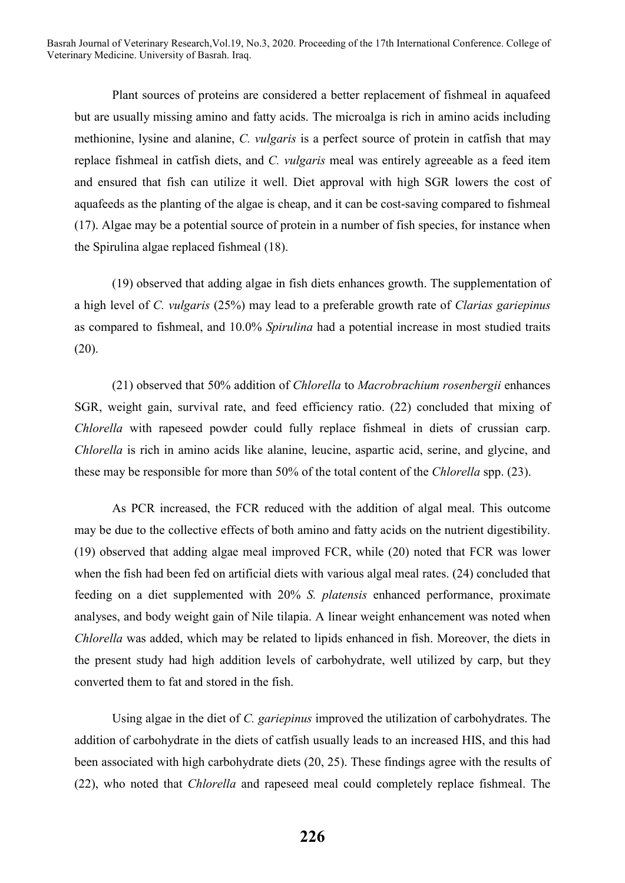Plant sources of proteins are considered a better replacement of fishmeal in aquafeed but are usually missing amino and fatty acids. The microalga is rich in amino acids including methionine, lysine and alanine, *C. vulgaris* is a perfect source of protein in catfish that may replace fishmeal in catfish diets, and *C. vulgaris* meal was entirely agreeable as a feed item and ensured that fish can utilize it well. Diet approval with high SGR lowers the cost of aquafeeds as the planting of the algae is cheap, and it can be cost-saving compared to fishmeal (17). Algae may be a potential source of protein in a number of fish species, for instance when the Spirulina algae replaced fishmeal (18).

(19) observed that adding algae in fish diets enhances growth. The supplementation of a high level of *C. vulgaris* (25%) may lead to a preferable growth rate of *Clarias gariepinus* as compared to fishmeal, and 10.0% *Spirulina* had a potential increase in most studied traits (20).

(21) observed that 50% addition of *Chlorella* to *Macrobrachium rosenbergii* enhances SGR, weight gain, survival rate, and feed efficiency ratio. (22) concluded that mixing of *Chlorella* with rapeseed powder could fully replace fishmeal in diets of crussian carp. *Chlorella* is rich in amino acids like alanine, leucine, aspartic acid, serine, and glycine, and these may be responsible for more than 50% of the total content of the *Chlorella* spp. (23).

As PCR increased, the FCR reduced with the addition of algal meal. This outcome may be due to the collective effects of both amino and fatty acids on the nutrient digestibility. (19) observed that adding algae meal improved FCR, while (20) noted that FCR was lower when the fish had been fed on artificial diets with various algal meal rates. (24) concluded that feeding on a diet supplemented with 20% *S. platensis* enhanced performance, proximate analyses, and body weight gain of Nile tilapia. A linear weight enhancement was noted when *Chlorella* was added, which may be related to lipids enhanced in fish. Moreover, the diets in the present study had high addition levels of carbohydrate, well utilized by carp, but they converted them to fat and stored in the fish.

Using algae in the diet of *C. gariepinus* improved the utilization of carbohydrates. The addition of carbohydrate in the diets of catfish usually leads to an increased HIS, and this had been associated with high carbohydrate diets (20, 25). These findings agree with the results of (22), who noted that *Chlorella* and rapeseed meal could completely replace fishmeal. The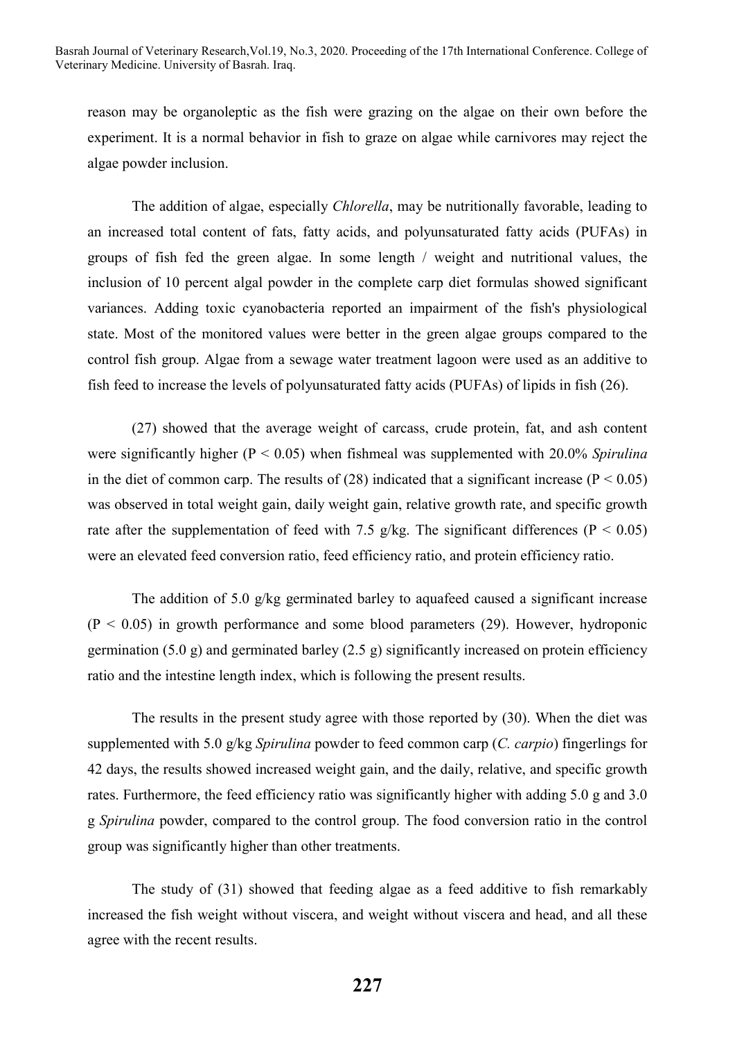reason may be organoleptic as the fish were grazing on the algae on their own before the experiment. It is a normal behavior in fish to graze on algae while carnivores may reject the algae powder inclusion.

The addition of algae, especially *Chlorella*, may be nutritionally favorable, leading to an increased total content of fats, fatty acids, and polyunsaturated fatty acids (PUFAs) in groups of fish fed the green algae. In some length / weight and nutritional values, the inclusion of 10 percent algal powder in the complete carp diet formulas showed significant variances. Adding toxic cyanobacteria reported an impairment of the fish's physiological state. Most of the monitored values were better in the green algae groups compared to the control fish group. Algae from a sewage water treatment lagoon were used as an additive to fish feed to increase the levels of polyunsaturated fatty acids (PUFAs) of lipids in fish (26).

(27) showed that the average weight of carcass, crude protein, fat, and ash content were significantly higher ($P < 0.05$) when fishmeal was supplemented with 20.0% *Spirulina* in the diet of common carp. The results of (28) indicated that a significant increase ($P < 0.05$) was observed in total weight gain, daily weight gain, relative growth rate, and specific growth rate after the supplementation of feed with 7.5 g/kg. The significant differences ($P < 0.05$) were an elevated feed conversion ratio, feed efficiency ratio, and protein efficiency ratio.

The addition of 5.0 g/kg germinated barley to aquafeed caused a significant increase ($P < 0.05$) in growth performance and some blood parameters (29). However, hydroponic germination (5.0 g) and germinated barley (2.5 g) significantly increased on protein efficiency ratio and the intestine length index, which is following the present results.

The results in the present study agree with those reported by (30). When the diet was supplemented with 5.0 g/kg *Spirulina* powder to feed common carp (*C. carpio*) fingerlings for 42 days, the results showed increased weight gain, and the daily, relative, and specific growth rates. Furthermore, the feed efficiency ratio was significantly higher with adding 5.0 g and 3.0 g *Spirulina* powder, compared to the control group. The food conversion ratio in the control group was significantly higher than other treatments.

The study of (31) showed that feeding algae as a feed additive to fish remarkably increased the fish weight without viscera, and weight without viscera and head, and all these agree with the recent results.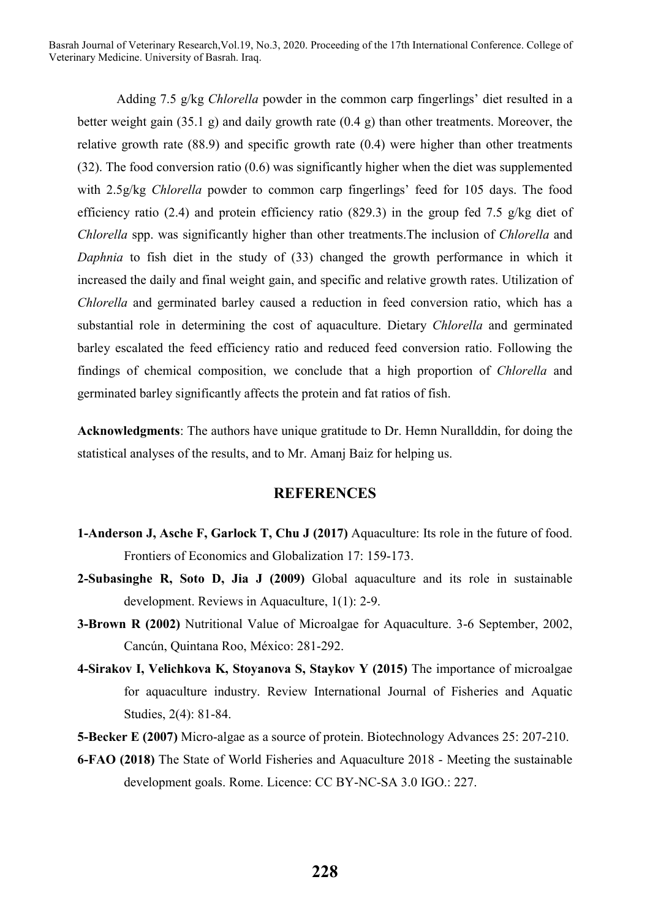Adding 7.5 g/kg *Chlorella* powder in the common carp fingerlings' diet resulted in a better weight gain (35.1 g) and daily growth rate (0.4 g) than other treatments. Moreover, the relative growth rate (88.9) and specific growth rate (0.4) were higher than other treatments (32). The food conversion ratio (0.6) was significantly higher when the diet was supplemented with 2.5g/kg *Chlorella* powder to common carp fingerlings' feed for 105 days. The food efficiency ratio (2.4) and protein efficiency ratio (829.3) in the group fed 7.5 g/kg diet of *Chlorella* spp. was significantly higher than other treatments.The inclusion of *Chlorella* and *Daphnia* to fish diet in the study of (33) changed the growth performance in which it increased the daily and final weight gain, and specific and relative growth rates. Utilization of *Chlorella* and germinated barley caused a reduction in feed conversion ratio, which has a substantial role in determining the cost of aquaculture. Dietary *Chlorella* and germinated barley escalated the feed efficiency ratio and reduced feed conversion ratio. Following the findings of chemical composition, we conclude that a high proportion of *Chlorella* and germinated barley significantly affects the protein and fat ratios of fish.

**Acknowledgments**: The authors have unique gratitude to Dr. Hemn Nurallddin, for doing the statistical analyses of the results, and to Mr. Amanj Baiz for helping us.

## REFERENCES

**1-Anderson J, Asche F, Garlock T, Chu J (2017)** Aquaculture: Its role in the future of food. Frontiers of Economics and Globalization 17: 159-173.

**2-Subasinghe R, Soto D, Jia J (2009)** Global aquaculture and its role in sustainable development. Reviews in Aquaculture, 1(1): 2-9.

**3-Brown R (2002)** Nutritional Value of Microalgae for Aquaculture. 3-6 September, 2002, Cancún, Quintana Roo, México: 281-292.

**4-Sirakov I, Velichkova K, Stoyanova S, Staykov Y (2015)** The importance of microalgae for aquaculture industry. Review International Journal of Fisheries and Aquatic Studies, 2(4): 81-84.

**5-Becker E (2007)** Micro-algae as a source of protein. Biotechnology Advances 25: 207-210.

**6-FAO (2018)** The State of World Fisheries and Aquaculture 2018 - Meeting the sustainable development goals. Rome. Licence: CC BY-NC-SA 3.0 IGO.: 227.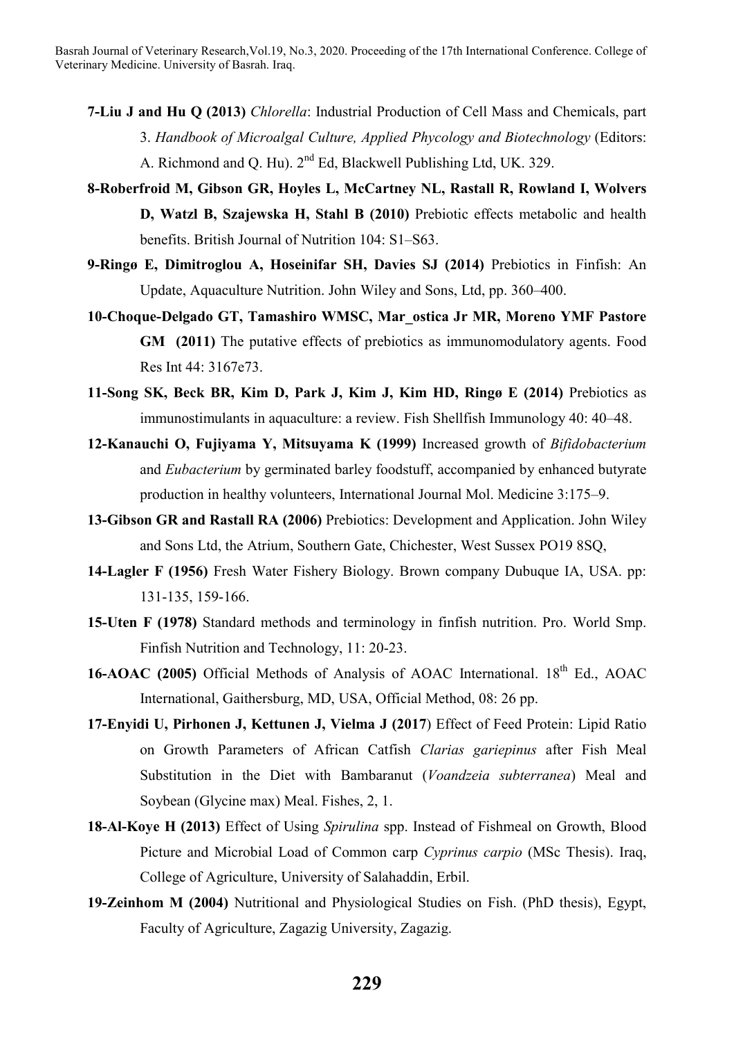**7-Liu J and Hu Q (2013)** *Chlorella*: Industrial Production of Cell Mass and Chemicals, part 3. *Handbook of Microalgal Culture, Applied Phycology and Biotechnology* (Editors: A. Richmond and Q. Hu). 2nd Ed, Blackwell Publishing Ltd, UK. 329.

**8-Roberfroid M, Gibson GR, Hoyles L, McCartney NL, Rastall R, Rowland I, Wolvers D, Watzl B, Szajewska H, Stahl B (2010)** Prebiotic effects metabolic and health benefits. British Journal of Nutrition 104: S1–S63.

**9-Ringø E, Dimitroglou A, Hoseinifar SH, Davies SJ (2014)** Prebiotics in Finfish: An Update, Aquaculture Nutrition. John Wiley and Sons, Ltd, pp. 360–400.

**10-Choque-Delgado GT, Tamashiro WMSC, Mar_ostica Jr MR, Moreno YMF Pastore GM (2011)** The putative effects of prebiotics as immunomodulatory agents. Food Res Int 44: 3167e73.

**11-Song SK, Beck BR, Kim D, Park J, Kim J, Kim HD, Ringø E (2014)** Prebiotics as immunostimulants in aquaculture: a review. Fish Shellfish Immunology 40: 40–48.

**12-Kanauchi O, Fujiyama Y, Mitsuyama K (1999)** Increased growth of *Bifidobacterium* and *Eubacterium* by germinated barley foodstuff, accompanied by enhanced butyrate production in healthy volunteers, International Journal Mol. Medicine 3:175–9.

**13-Gibson GR and Rastall RA (2006)** Prebiotics: Development and Application. John Wiley and Sons Ltd, the Atrium, Southern Gate, Chichester, West Sussex PO19 8SQ,

**14-Lagler F (1956)** Fresh Water Fishery Biology. Brown company Dubuque IA, USA. pp: 131-135, 159-166.

**15-Uten F (1978)** Standard methods and terminology in finfish nutrition. Pro. World Smp. Finfish Nutrition and Technology, 11: 20-23.

**16-AOAC (2005)** Official Methods of Analysis of AOAC International. 18th Ed., AOAC International, Gaithersburg, MD, USA, Official Method, 08: 26 pp.

**17-Enyidi U, Pirhonen J, Kettunen J, Vielma J (2017)** Effect of Feed Protein: Lipid Ratio on Growth Parameters of African Catfish *Clarias gariepinus* after Fish Meal Substitution in the Diet with Bambaranut (*Voandzeia subterranea*) Meal and Soybean (Glycine max) Meal. Fishes, 2, 1.

**18-Al-Koye H (2013)** Effect of Using *Spirulina* spp. Instead of Fishmeal on Growth, Blood Picture and Microbial Load of Common carp *Cyprinus carpio* (MSc Thesis). Iraq, College of Agriculture, University of Salahaddin, Erbil.

**19-Zeinhom M (2004)** Nutritional and Physiological Studies on Fish. (PhD thesis), Egypt, Faculty of Agriculture, Zagazig University, Zagazig.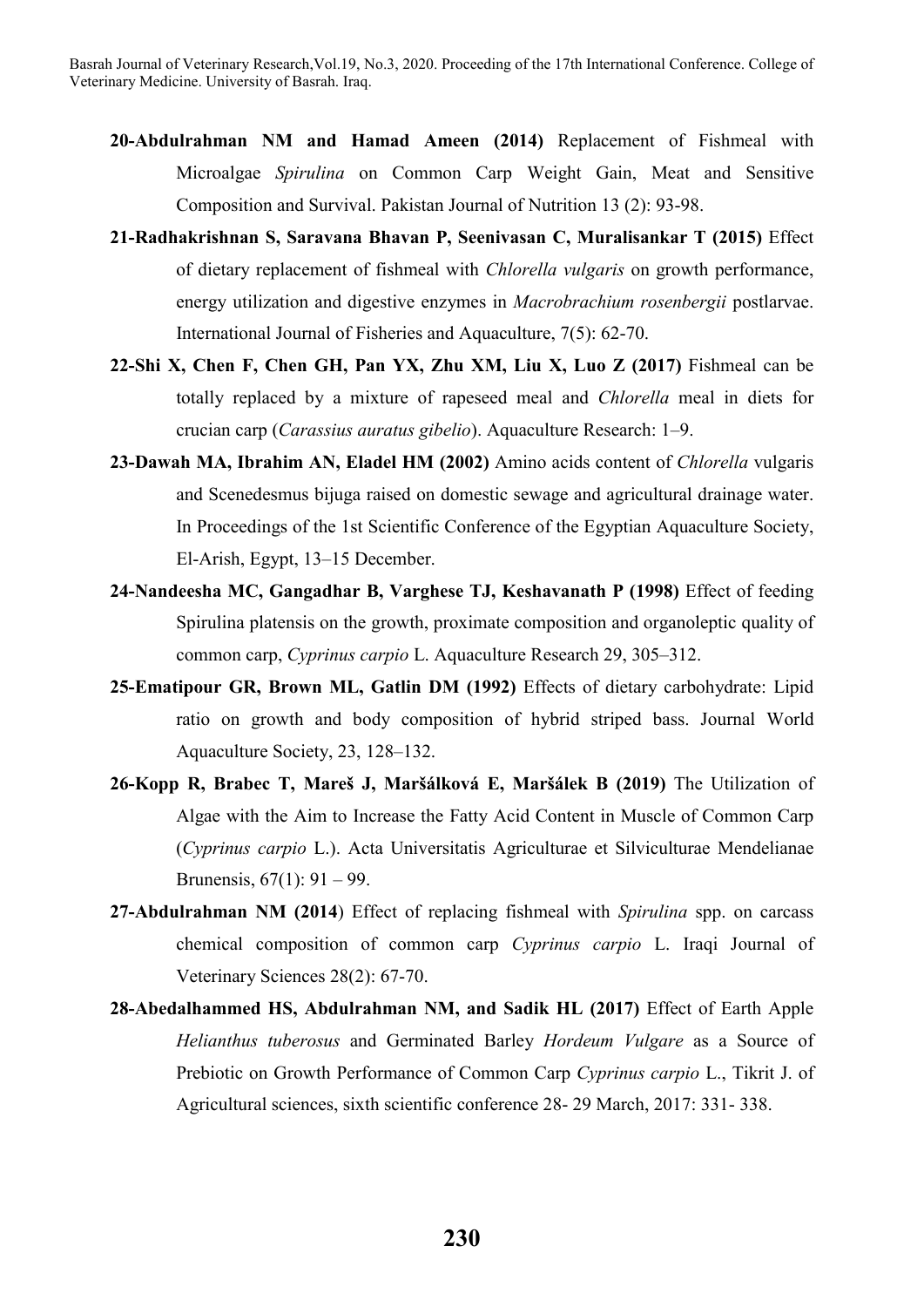**20-Abdulrahman NM and Hamad Ameen (2014)** Replacement of Fishmeal with Microalgae *Spirulina* on Common Carp Weight Gain, Meat and Sensitive Composition and Survival. Pakistan Journal of Nutrition 13 (2): 93-98.

**21-Radhakrishnan S, Saravana Bhavan P, Seenivasan C, Muralisankar T (2015)** Effect of dietary replacement of fishmeal with *Chlorella vulgaris* on growth performance, energy utilization and digestive enzymes in *Macrobrachium rosenbergii* postlarvae. International Journal of Fisheries and Aquaculture, 7(5): 62-70.

**22-Shi X, Chen F, Chen GH, Pan YX, Zhu XM, Liu X, Luo Z (2017)** Fishmeal can be totally replaced by a mixture of rapeseed meal and *Chlorella* meal in diets for crucian carp (*Carassius auratus gibelio*). Aquaculture Research: 1–9.

**23-Dawah MA, Ibrahim AN, Eladel HM (2002)** Amino acids content of *Chlorella* vulgaris and Scenedesmus bijuga raised on domestic sewage and agricultural drainage water. In Proceedings of the 1st Scientific Conference of the Egyptian Aquaculture Society, El-Arish, Egypt, 13–15 December.

**24-Nandeesha MC, Gangadhar B, Varghese TJ, Keshavanath P (1998)** Effect of feeding Spirulina platensis on the growth, proximate composition and organoleptic quality of common carp, *Cyprinus carpio* L. Aquaculture Research 29, 305–312.

**25-Ematipour GR, Brown ML, Gatlin DM (1992)** Effects of dietary carbohydrate: Lipid ratio on growth and body composition of hybrid striped bass. Journal World Aquaculture Society, 23, 128–132.

**26-Kopp R, Brabec T, Mareš J, Maršálková E, Maršálek B (2019)** The Utilization of Algae with the Aim to Increase the Fatty Acid Content in Muscle of Common Carp (*Cyprinus carpio* L.). Acta Universitatis Agriculturae et Silviculturae Mendelianae Brunensis, 67(1): 91 – 99.

**27-Abdulrahman NM (2014**) Effect of replacing fishmeal with *Spirulina* spp. on carcass chemical composition of common carp *Cyprinus carpio* L. Iraqi Journal of Veterinary Sciences 28(2): 67-70.

**28-Abedalhammed HS, Abdulrahman NM, and Sadik HL (2017)** Effect of Earth Apple *Helianthus tuberosus* and Germinated Barley *Hordeum Vulgare* as a Source of Prebiotic on Growth Performance of Common Carp *Cyprinus carpio* L., Tikrit J. of Agricultural sciences, sixth scientific conference 28- 29 March, 2017: 331- 338.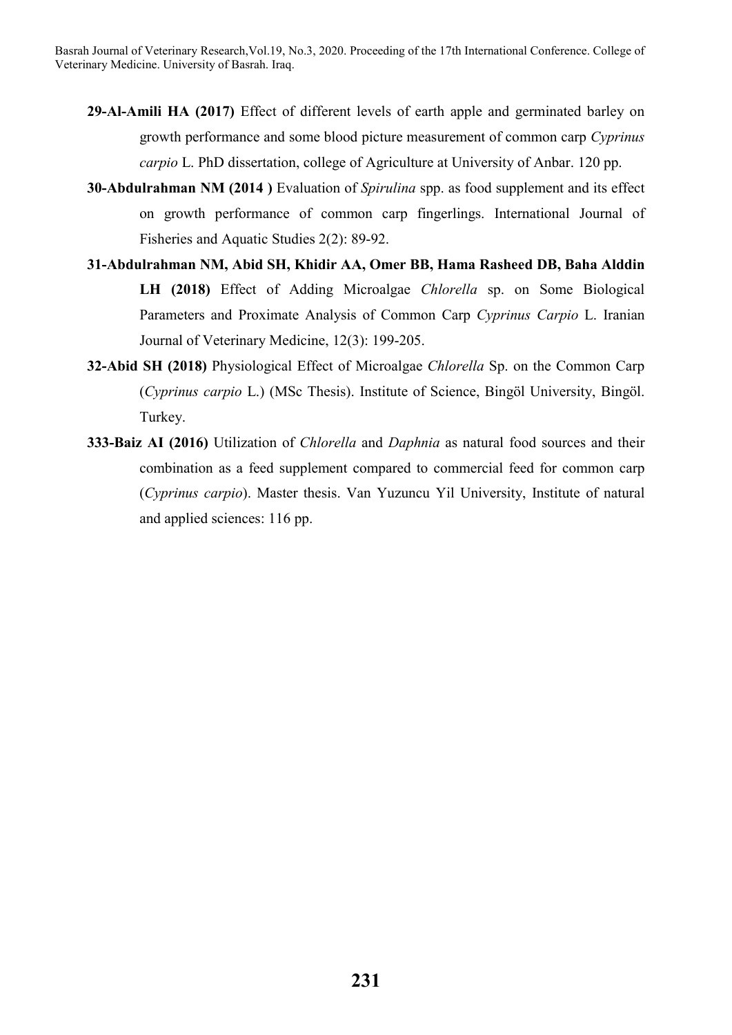**29-Al-Amili HA (2017)** Effect of different levels of earth apple and germinated barley on growth performance and some blood picture measurement of common carp *Cyprinus carpio* L. PhD dissertation, college of Agriculture at University of Anbar. 120 pp.

**30-Abdulrahman NM (2014 )** Evaluation of *Spirulina* spp. as food supplement and its effect on growth performance of common carp fingerlings. International Journal of Fisheries and Aquatic Studies 2(2): 89-92.

**31-Abdulrahman NM, Abid SH, Khidir AA, Omer BB, Hama Rasheed DB, Baha Alddin LH (2018)** Effect of Adding Microalgae *Chlorella* sp. on Some Biological Parameters and Proximate Analysis of Common Carp *Cyprinus Carpio* L. Iranian Journal of Veterinary Medicine, 12(3): 199-205.

**32-Abid SH (2018)** Physiological Effect of Microalgae *Chlorella* Sp. on the Common Carp (*Cyprinus carpio* L.) (MSc Thesis). Institute of Science, Bingöl University, Bingöl. Turkey.

**333-Baiz AI (2016)** Utilization of *Chlorella* and *Daphnia* as natural food sources and their combination as a feed supplement compared to commercial feed for common carp (*Cyprinus carpio*). Master thesis. Van Yuzuncu Yil University, Institute of natural and applied sciences: 116 pp.